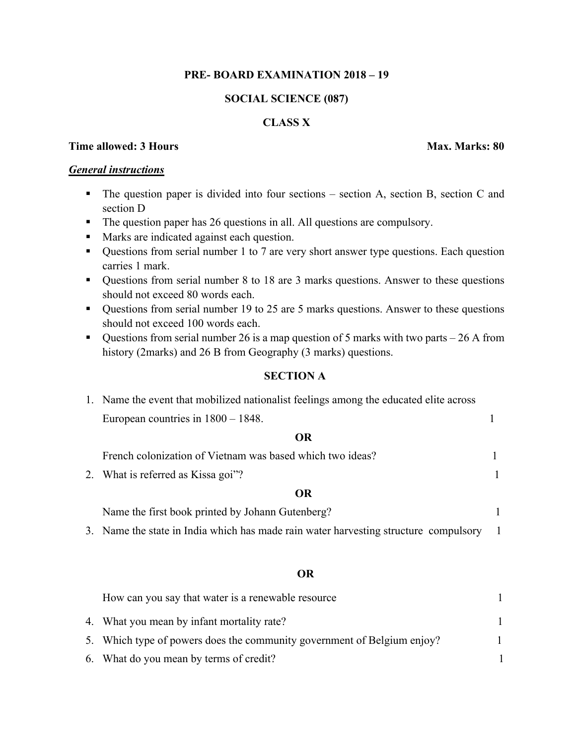**PRE- BOARD EXAMINATION 2018 – 19**

**SOCIAL SCIENCE (087)**

**CLASS X**

**Time allowed: 3 Hours** **Max. Marks: 80**

***General instructions***

- The question paper is divided into four sections – section A, section B, section C and section D
- The question paper has 26 questions in all. All questions are compulsory.
- Marks are indicated against each question.
- Questions from serial number 1 to 7 are very short answer type questions. Each question carries 1 mark.
- Questions from serial number 8 to 18 are 3 marks questions. Answer to these questions should not exceed 80 words each.
- Questions from serial number 19 to 25 are 5 marks questions. Answer to these questions should not exceed 100 words each.
- Questions from serial number 26 is a map question of 5 marks with two parts – 26 A from history (2marks) and 26 B from Geography (3 marks) questions.

**SECTION A**

1. Name the event that mobilized nationalist feelings among the educated elite across European countries in 1800 – 1848. 1

   **OR**

   French colonization of Vietnam was based which two ideas? 1

2. What is referred as Kissa goi"? 1

   **OR**

   Name the first book printed by Johann Gutenberg? 1

3. Name the state in India which has made rain water harvesting structure compulsory 1

   **OR**

   How can you say that water is a renewable resource 1

4. What you mean by infant mortality rate? 1
5. Which type of powers does the community government of Belgium enjoy? 1
6. What do you mean by terms of credit? 1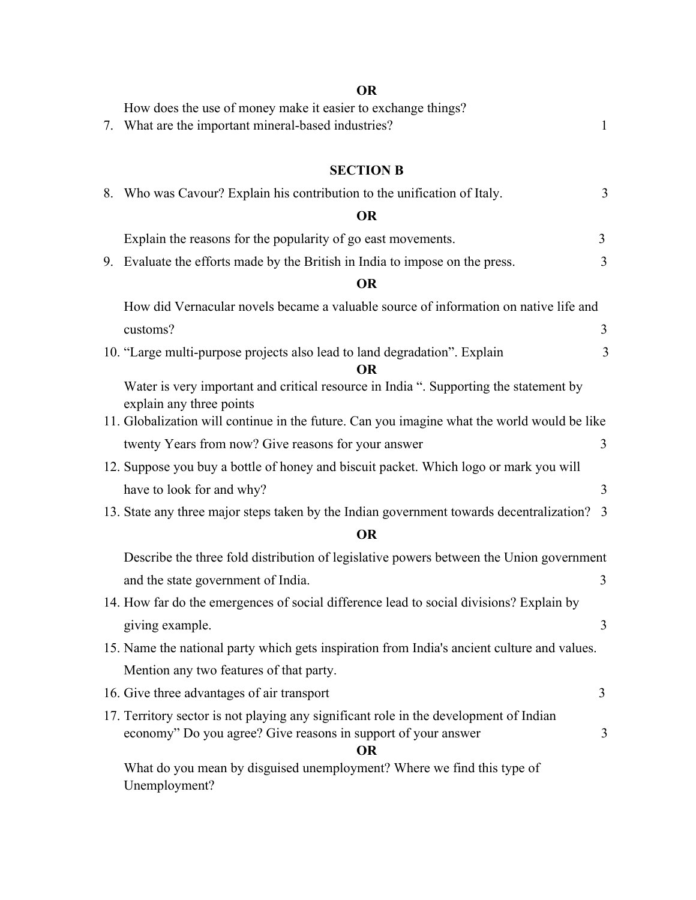**OR**

How does the use of money make it easier to exchange things?

7. What are the important mineral-based industries? 1

## SECTION B

8. Who was Cavour? Explain his contribution to the unification of Italy. 3

**OR**

Explain the reasons for the popularity of go east movements. 3

9. Evaluate the efforts made by the British in India to impose on the press. 3

**OR**

How did Vernacular novels became a valuable source of information on native life and customs? 3

10. "Large multi-purpose projects also lead to land degradation". Explain 3

**OR**

Water is very important and critical resource in India ". Supporting the statement by explain any three points

11. Globalization will continue in the future. Can you imagine what the world would be like twenty Years from now? Give reasons for your answer 3

12. Suppose you buy a bottle of honey and biscuit packet. Which logo or mark you will have to look for and why? 3

13. State any three major steps taken by the Indian government towards decentralization? 3

**OR**

Describe the three fold distribution of legislative powers between the Union government and the state government of India. 3

14. How far do the emergences of social difference lead to social divisions? Explain by giving example. 3

15. Name the national party which gets inspiration from India's ancient culture and values. Mention any two features of that party.

16. Give three advantages of air transport 3

17. Territory sector is not playing any significant role in the development of Indian economy" Do you agree? Give reasons in support of your answer 3

**OR**

What do you mean by disguised unemployment? Where we find this type of Unemployment?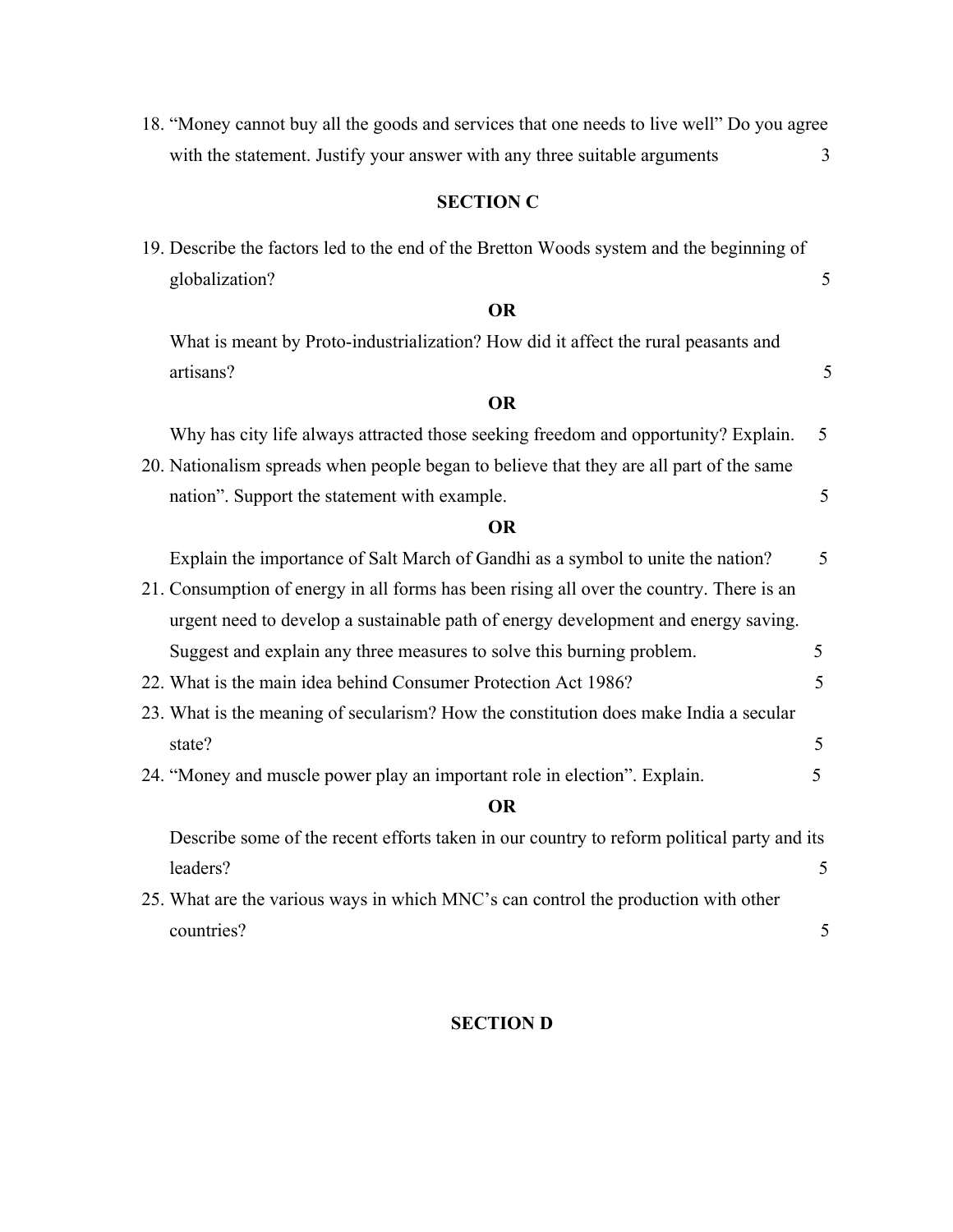18. "Money cannot buy all the goods and services that one needs to live well" Do you agree with the statement. Justify your answer with any three suitable arguments 3

## SECTION C

19. Describe the factors led to the end of the Bretton Woods system and the beginning of globalization? 5

**OR**

What is meant by Proto-industrialization? How did it affect the rural peasants and artisans? 5

**OR**

Why has city life always attracted those seeking freedom and opportunity? Explain. 5

20. Nationalism spreads when people began to believe that they are all part of the same nation". Support the statement with example. 5

**OR**

Explain the importance of Salt March of Gandhi as a symbol to unite the nation? 5

21. Consumption of energy in all forms has been rising all over the country. There is an urgent need to develop a sustainable path of energy development and energy saving. Suggest and explain any three measures to solve this burning problem. 5
22. What is the main idea behind Consumer Protection Act 1986? 5
23. What is the meaning of secularism? How the constitution does make India a secular state? 5
24. "Money and muscle power play an important role in election". Explain. 5

**OR**

Describe some of the recent efforts taken in our country to reform political party and its leaders? 5

25. What are the various ways in which MNC's can control the production with other countries? 5

## SECTION D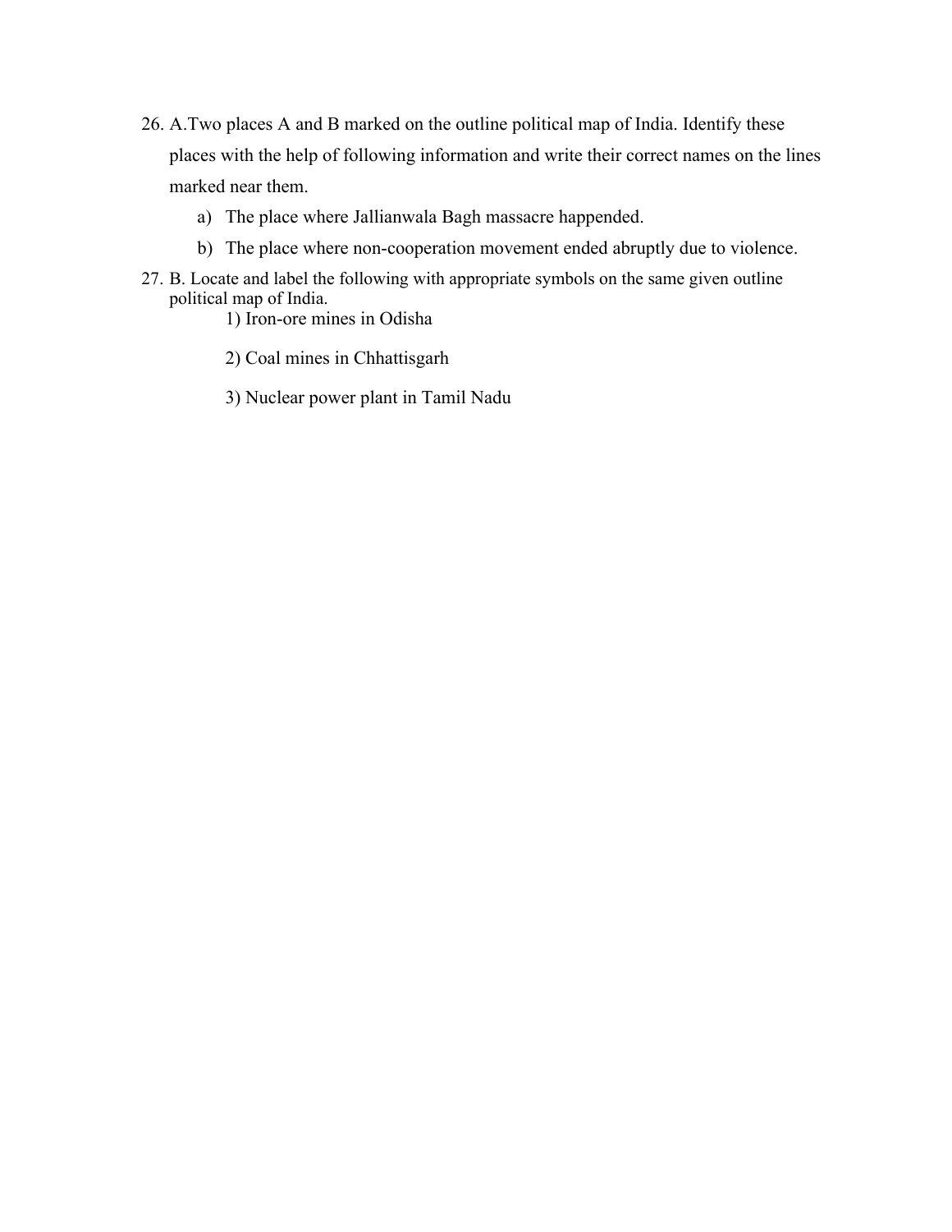26. A.Two places A and B marked on the outline political map of India. Identify these places with the help of following information and write their correct names on the lines marked near them.

    a) The place where Jallianwala Bagh massacre happended.

    b) The place where non-cooperation movement ended abruptly due to violence.

27. B. Locate and label the following with appropriate symbols on the same given outline political map of India.

    1) Iron-ore mines in Odisha

    2) Coal mines in Chhattisgarh

    3) Nuclear power plant in Tamil Nadu